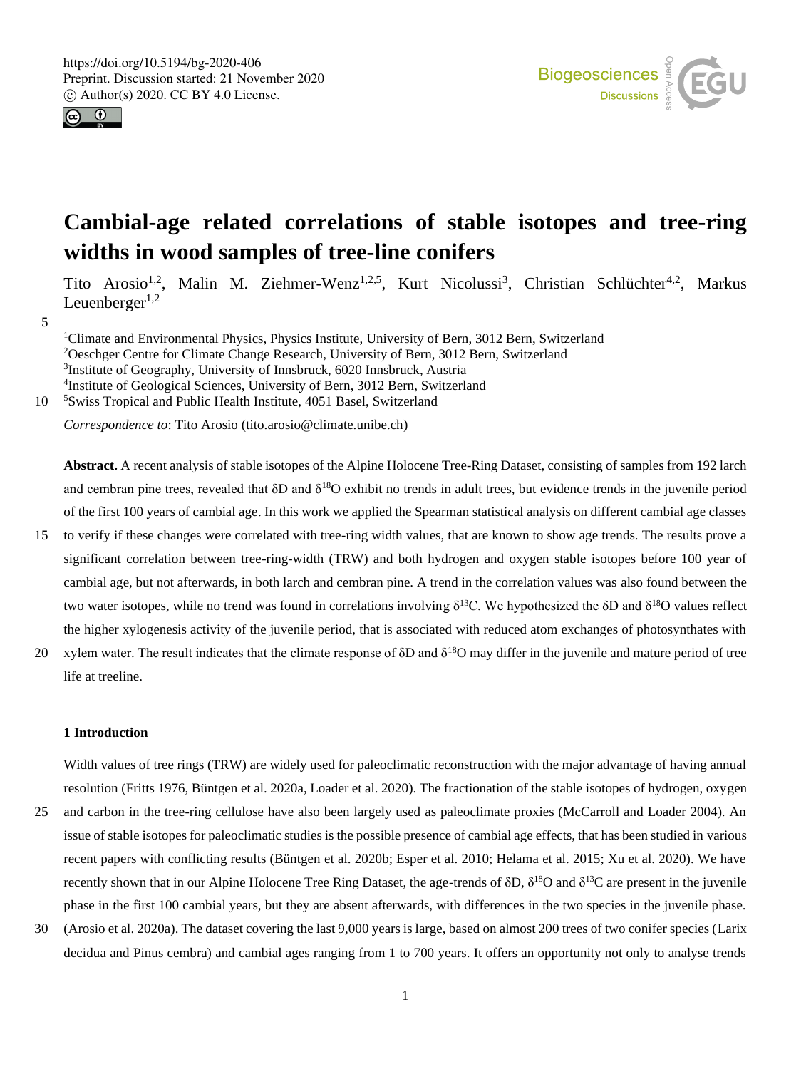# Cambial-age related correlations of stable isotopes and tree-ring widths in wood samples of tree-line conifers

Tito Arosio[1,2], Malin M. Ziehmer-Wenz[1,2,5], Kurt Nicolussi[3], Christian Schlüchter[4,2], Markus Leuenberger[1,2]

[1]Climate and Environmental Physics, Physics Institute, University of Bern, 3012 Bern, Switzerland
[2]Oeschger Centre for Climate Change Research, University of Bern, 3012 Bern, Switzerland
[3]Institute of Geography, University of Innsbruck, 6020 Innsbruck, Austria
[4]Institute of Geological Sciences, University of Bern, 3012 Bern, Switzerland
[5]Swiss Tropical and Public Health Institute, 4051 Basel, Switzerland

*Correspondence to*: Tito Arosio (tito.arosio@climate.unibe.ch)

**Abstract.** A recent analysis of stable isotopes of the Alpine Holocene Tree-Ring Dataset, consisting of samples from 192 larch and cembran pine trees, revealed that δD and $\delta^{18}O$ exhibit no trends in adult trees, but evidence trends in the juvenile period of the first 100 years of cambial age. In this work we applied the Spearman statistical analysis on different cambial age classes to verify if these changes were correlated with tree-ring width values, that are known to show age trends. The results prove a significant correlation between tree-ring-width (TRW) and both hydrogen and oxygen stable isotopes before 100 year of cambial age, but not afterwards, in both larch and cembran pine. A trend in the correlation values was also found between the two water isotopes, while no trend was found in correlations involving $\delta^{13}C$. We hypothesized the δD and $\delta^{18}O$ values reflect the higher xylogenesis activity of the juvenile period, that is associated with reduced atom exchanges of photosynthates with xylem water. The result indicates that the climate response of δD and $\delta^{18}O$ may differ in the juvenile and mature period of tree life at treeline.

## 1 Introduction

Width values of tree rings (TRW) are widely used for paleoclimatic reconstruction with the major advantage of having annual resolution (Fritts 1976, Büntgen et al. 2020a, Loader et al. 2020). The fractionation of the stable isotopes of hydrogen, oxygen and carbon in the tree-ring cellulose have also been largely used as paleoclimate proxies (McCarroll and Loader 2004). An issue of stable isotopes for paleoclimatic studies is the possible presence of cambial age effects, that has been studied in various recent papers with conflicting results (Büntgen et al. 2020b; Esper et al. 2010; Helama et al. 2015; Xu et al. 2020). We have recently shown that in our Alpine Holocene Tree Ring Dataset, the age-trends of δD, $\delta^{18}O$ and $\delta^{13}C$ are present in the juvenile phase in the first 100 cambial years, but they are absent afterwards, with differences in the two species in the juvenile phase. (Arosio et al. 2020a). The dataset covering the last 9,000 years is large, based on almost 200 trees of two conifer species (Larix decidua and Pinus cembra) and cambial ages ranging from 1 to 700 years. It offers an opportunity not only to analyse trends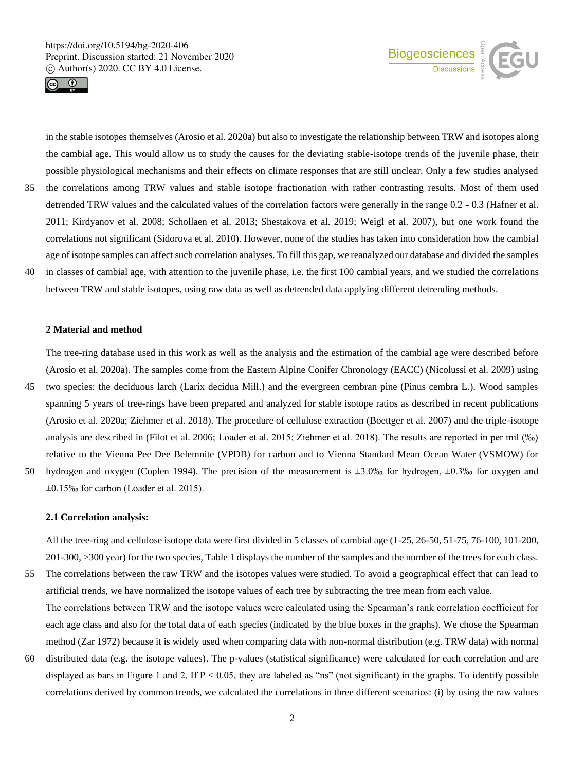in the stable isotopes themselves (Arosio et al. 2020a) but also to investigate the relationship between TRW and isotopes along the cambial age. This would allow us to study the causes for the deviating stable-isotope trends of the juvenile phase, their possible physiological mechanisms and their effects on climate responses that are still unclear. Only a few studies analysed the correlations among TRW values and stable isotope fractionation with rather contrasting results. Most of them used detrended TRW values and the calculated values of the correlation factors were generally in the range 0.2 - 0.3 (Hafner et al. 2011; Kirdyanov et al. 2008; Schollaen et al. 2013; Shestakova et al. 2019; Weigl et al. 2007), but one work found the correlations not significant (Sidorova et al. 2010). However, none of the studies has taken into consideration how the cambial age of isotope samples can affect such correlation analyses. To fill this gap, we reanalyzed our database and divided the samples in classes of cambial age, with attention to the juvenile phase, i.e. the first 100 cambial years, and we studied the correlations between TRW and stable isotopes, using raw data as well as detrended data applying different detrending methods.

## 2 Material and method

The tree-ring database used in this work as well as the analysis and the estimation of the cambial age were described before (Arosio et al. 2020a). The samples come from the Eastern Alpine Conifer Chronology (EACC) (Nicolussi et al. 2009) using two species: the deciduous larch (Larix decidua Mill.) and the evergreen cembran pine (Pinus cembra L.). Wood samples spanning 5 years of tree-rings have been prepared and analyzed for stable isotope ratios as described in recent publications (Arosio et al. 2020a; Ziehmer et al. 2018). The procedure of cellulose extraction (Boettger et al. 2007) and the triple-isotope analysis are described in (Filot et al. 2006; Loader et al. 2015; Ziehmer et al. 2018). The results are reported in per mil (‰) relative to the Vienna Pee Dee Belemnite (VPDB) for carbon and to Vienna Standard Mean Ocean Water (VSMOW) for hydrogen and oxygen (Coplen 1994). The precision of the measurement is ±3.0‰ for hydrogen, ±0.3‰ for oxygen and ±0.15‰ for carbon (Loader et al. 2015).

### 2.1 Correlation analysis:

All the tree-ring and cellulose isotope data were first divided in 5 classes of cambial age (1-25, 26-50, 51-75, 76-100, 101-200, 201-300, >300 year) for the two species, Table 1 displays the number of the samples and the number of the trees for each class. The correlations between the raw TRW and the isotopes values were studied. To avoid a geographical effect that can lead to artificial trends, we have normalized the isotope values of each tree by subtracting the tree mean from each value.

The correlations between TRW and the isotope values were calculated using the Spearman's rank correlation coefficient for each age class and also for the total data of each species (indicated by the blue boxes in the graphs). We chose the Spearman method (Zar 1972) because it is widely used when comparing data with non-normal distribution (e.g. TRW data) with normal distributed data (e.g. the isotope values). The p-values (statistical significance) were calculated for each correlation and are displayed as bars in Figure 1 and 2. If $P < 0.05$, they are labeled as "ns" (not significant) in the graphs. To identify possible correlations derived by common trends, we calculated the correlations in three different scenarios: (i) by using the raw values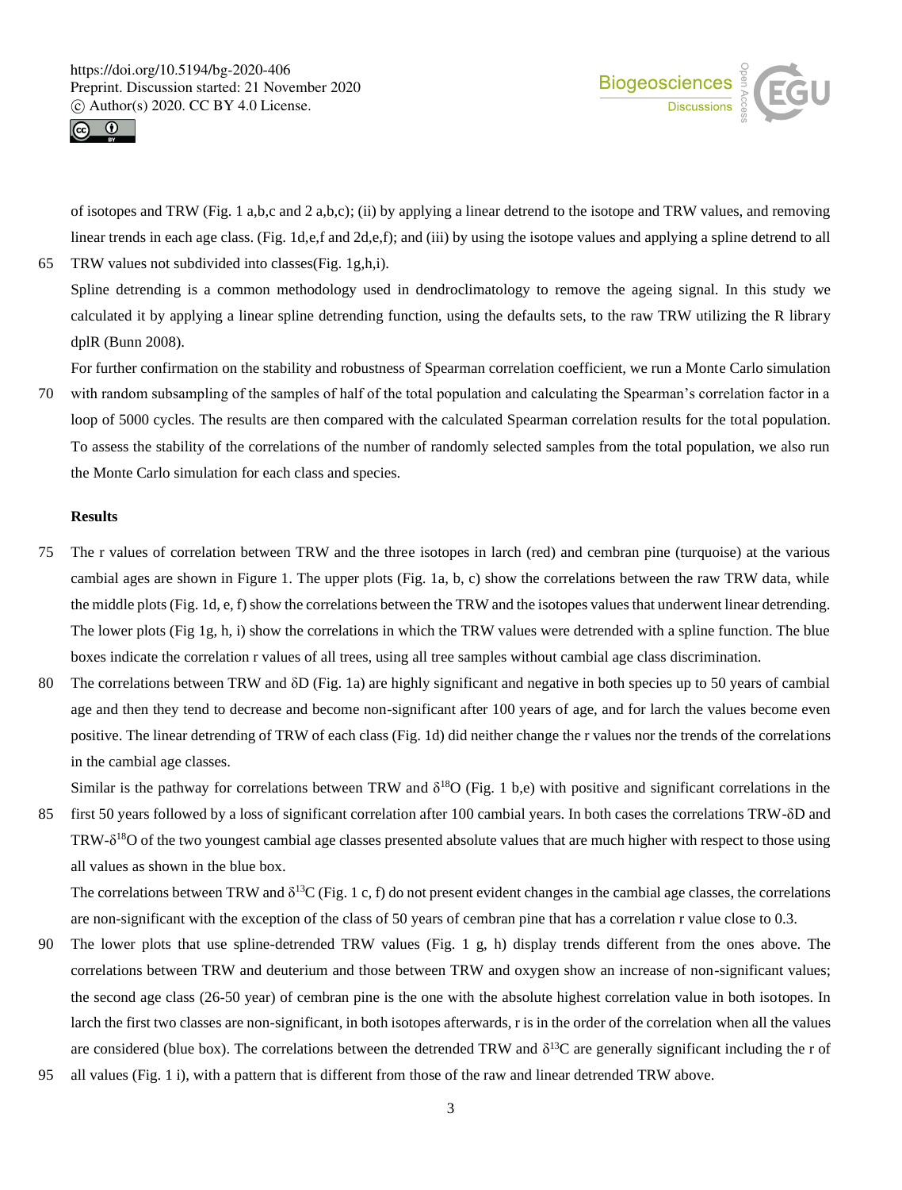of isotopes and TRW (Fig. 1 a,b,c and 2 a,b,c); (ii) by applying a linear detrend to the isotope and TRW values, and removing linear trends in each age class. (Fig. 1d,e,f and 2d,e,f); and (iii) by using the isotope values and applying a spline detrend to all TRW values not subdivided into classes(Fig. 1g,h,i).

Spline detrending is a common methodology used in dendroclimatology to remove the ageing signal. In this study we calculated it by applying a linear spline detrending function, using the defaults sets, to the raw TRW utilizing the R library dplR (Bunn 2008).

For further confirmation on the stability and robustness of Spearman correlation coefficient, we run a Monte Carlo simulation with random subsampling of the samples of half of the total population and calculating the Spearman's correlation factor in a loop of 5000 cycles. The results are then compared with the calculated Spearman correlation results for the total population. To assess the stability of the correlations of the number of randomly selected samples from the total population, we also run the Monte Carlo simulation for each class and species.

**Results**

The r values of correlation between TRW and the three isotopes in larch (red) and cembran pine (turquoise) at the various cambial ages are shown in Figure 1. The upper plots (Fig. 1a, b, c) show the correlations between the raw TRW data, while the middle plots (Fig. 1d, e, f) show the correlations between the TRW and the isotopes values that underwent linear detrending. The lower plots (Fig 1g, h, i) show the correlations in which the TRW values were detrended with a spline function. The blue boxes indicate the correlation r values of all trees, using all tree samples without cambial age class discrimination.

The correlations between TRW and δD (Fig. 1a) are highly significant and negative in both species up to 50 years of cambial age and then they tend to decrease and become non-significant after 100 years of age, and for larch the values become even positive. The linear detrending of TRW of each class (Fig. 1d) did neither change the r values nor the trends of the correlations in the cambial age classes.

Similar is the pathway for correlations between TRW and $\delta^{18}O$ (Fig. 1 b,e) with positive and significant correlations in the first 50 years followed by a loss of significant correlation after 100 cambial years. In both cases the correlations TRW-δD and TRW-$\delta^{18}O$ of the two youngest cambial age classes presented absolute values that are much higher with respect to those using all values as shown in the blue box.

The correlations between TRW and $\delta^{13}C$ (Fig. 1 c, f) do not present evident changes in the cambial age classes, the correlations are non-significant with the exception of the class of 50 years of cembran pine that has a correlation r value close to 0.3.

The lower plots that use spline-detrended TRW values (Fig. 1 g, h) display trends different from the ones above. The correlations between TRW and deuterium and those between TRW and oxygen show an increase of non-significant values; the second age class (26-50 year) of cembran pine is the one with the absolute highest correlation value in both isotopes. In larch the first two classes are non-significant, in both isotopes afterwards, r is in the order of the correlation when all the values are considered (blue box). The correlations between the detrended TRW and $\delta^{13}C$ are generally significant including the r of all values (Fig. 1 i), with a pattern that is different from those of the raw and linear detrended TRW above.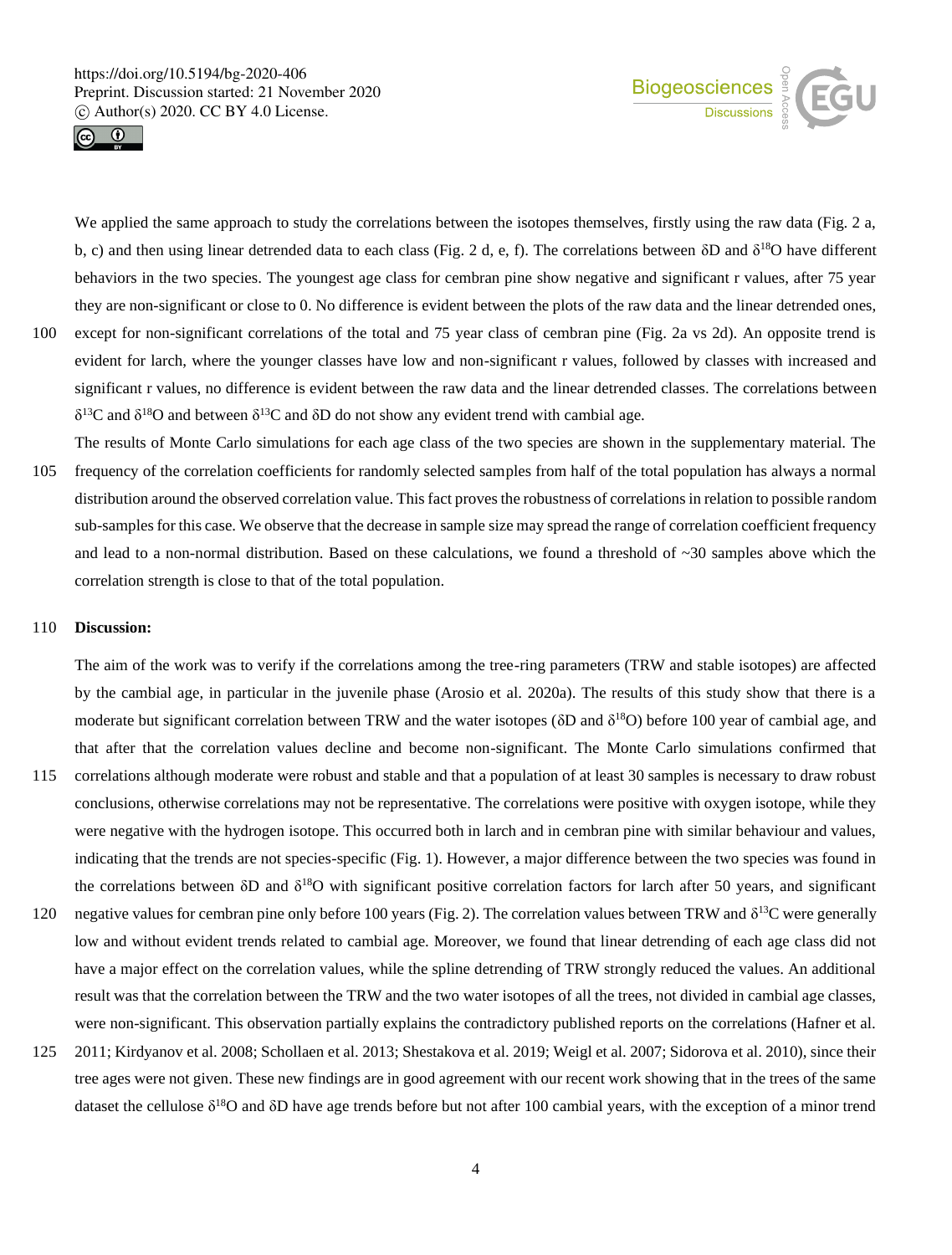We applied the same approach to study the correlations between the isotopes themselves, firstly using the raw data (Fig. 2 a, b, c) and then using linear detrended data to each class (Fig. 2 d, e, f). The correlations between δD and $\delta^{18}$O have different behaviors in the two species. The youngest age class for cembran pine show negative and significant r values, after 75 year they are non-significant or close to 0. No difference is evident between the plots of the raw data and the linear detrended ones, except for non-significant correlations of the total and 75 year class of cembran pine (Fig. 2a vs 2d). An opposite trend is evident for larch, where the younger classes have low and non-significant r values, followed by classes with increased and significant r values, no difference is evident between the raw data and the linear detrended classes. The correlations between $\delta^{13}$C and $\delta^{18}$O and between $\delta^{13}$C and δD do not show any evident trend with cambial age.

The results of Monte Carlo simulations for each age class of the two species are shown in the supplementary material. The frequency of the correlation coefficients for randomly selected samples from half of the total population has always a normal distribution around the observed correlation value. This fact proves the robustness of correlations in relation to possible random sub-samples for this case. We observe that the decrease in sample size may spread the range of correlation coefficient frequency and lead to a non-normal distribution. Based on these calculations, we found a threshold of ~30 samples above which the correlation strength is close to that of the total population.

## Discussion:

The aim of the work was to verify if the correlations among the tree-ring parameters (TRW and stable isotopes) are affected by the cambial age, in particular in the juvenile phase (Arosio et al. 2020a). The results of this study show that there is a moderate but significant correlation between TRW and the water isotopes (δD and $\delta^{18}$O) before 100 year of cambial age, and that after that the correlation values decline and become non-significant. The Monte Carlo simulations confirmed that correlations although moderate were robust and stable and that a population of at least 30 samples is necessary to draw robust conclusions, otherwise correlations may not be representative. The correlations were positive with oxygen isotope, while they were negative with the hydrogen isotope. This occurred both in larch and in cembran pine with similar behaviour and values, indicating that the trends are not species-specific (Fig. 1). However, a major difference between the two species was found in the correlations between δD and $\delta^{18}$O with significant positive correlation factors for larch after 50 years, and significant negative values for cembran pine only before 100 years (Fig. 2). The correlation values between TRW and $\delta^{13}$C were generally low and without evident trends related to cambial age. Moreover, we found that linear detrending of each age class did not have a major effect on the correlation values, while the spline detrending of TRW strongly reduced the values. An additional result was that the correlation between the TRW and the two water isotopes of all the trees, not divided in cambial age classes, were non-significant. This observation partially explains the contradictory published reports on the correlations (Hafner et al. 2011; Kirdyanov et al. 2008; Schollaen et al. 2013; Shestakova et al. 2019; Weigl et al. 2007; Sidorova et al. 2010), since their tree ages were not given. These new findings are in good agreement with our recent work showing that in the trees of the same dataset the cellulose $\delta^{18}$O and δD have age trends before but not after 100 cambial years, with the exception of a minor trend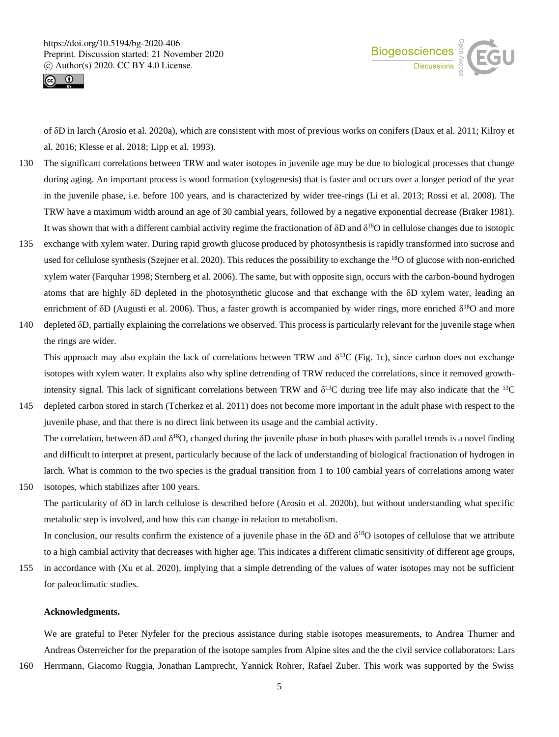of δD in larch (Arosio et al. 2020a), which are consistent with most of previous works on conifers (Daux et al. 2011; Kilroy et al. 2016; Klesse et al. 2018; Lipp et al. 1993).

The significant correlations between TRW and water isotopes in juvenile age may be due to biological processes that change during aging. An important process is wood formation (xylogenesis) that is faster and occurs over a longer period of the year in the juvenile phase, i.e. before 100 years, and is characterized by wider tree-rings (Li et al. 2013; Rossi et al. 2008). The TRW have a maximum width around an age of 30 cambial years, followed by a negative exponential decrease (Bräker 1981). It was shown that with a different cambial activity regime the fractionation of δD and $\delta^{18}$O in cellulose changes due to isotopic exchange with xylem water. During rapid growth glucose produced by photosynthesis is rapidly transformed into sucrose and used for cellulose synthesis (Szejner et al. 2020). This reduces the possibility to exchange the $^{18}$O of glucose with non-enriched xylem water (Farquhar 1998; Sternberg et al. 2006). The same, but with opposite sign, occurs with the carbon-bound hydrogen atoms that are highly δD depleted in the photosynthetic glucose and that exchange with the δD xylem water, leading an enrichment of δD (Augusti et al. 2006). Thus, a faster growth is accompanied by wider rings, more enriched $\delta^{18}$O and more depleted δD, partially explaining the correlations we observed. This process is particularly relevant for the juvenile stage when the rings are wider.

This approach may also explain the lack of correlations between TRW and $\delta^{13}$C (Fig. 1c), since carbon does not exchange isotopes with xylem water. It explains also why spline detrending of TRW reduced the correlations, since it removed growth-intensity signal. This lack of significant correlations between TRW and $\delta^{13}$C during tree life may also indicate that the $^{13}$C depleted carbon stored in starch (Tcherkez et al. 2011) does not become more important in the adult phase with respect to the juvenile phase, and that there is no direct link between its usage and the cambial activity.

The correlation, between δD and $\delta^{18}$O, changed during the juvenile phase in both phases with parallel trends is a novel finding and difficult to interpret at present, particularly because of the lack of understanding of biological fractionation of hydrogen in larch. What is common to the two species is the gradual transition from 1 to 100 cambial years of correlations among water isotopes, which stabilizes after 100 years.

The particularity of δD in larch cellulose is described before (Arosio et al. 2020b), but without understanding what specific metabolic step is involved, and how this can change in relation to metabolism.

In conclusion, our results confirm the existence of a juvenile phase in the δD and $\delta^{18}$O isotopes of cellulose that we attribute to a high cambial activity that decreases with higher age. This indicates a different climatic sensitivity of different age groups, in accordance with (Xu et al. 2020), implying that a simple detrending of the values of water isotopes may not be sufficient for paleoclimatic studies.

**Acknowledgments.**

We are grateful to Peter Nyfeler for the precious assistance during stable isotopes measurements, to Andrea Thurner and Andreas Österreicher for the preparation of the isotope samples from Alpine sites and the the civil service collaborators: Lars Herrmann, Giacomo Ruggia, Jonathan Lamprecht, Yannick Rohrer, Rafael Zuber. This work was supported by the Swiss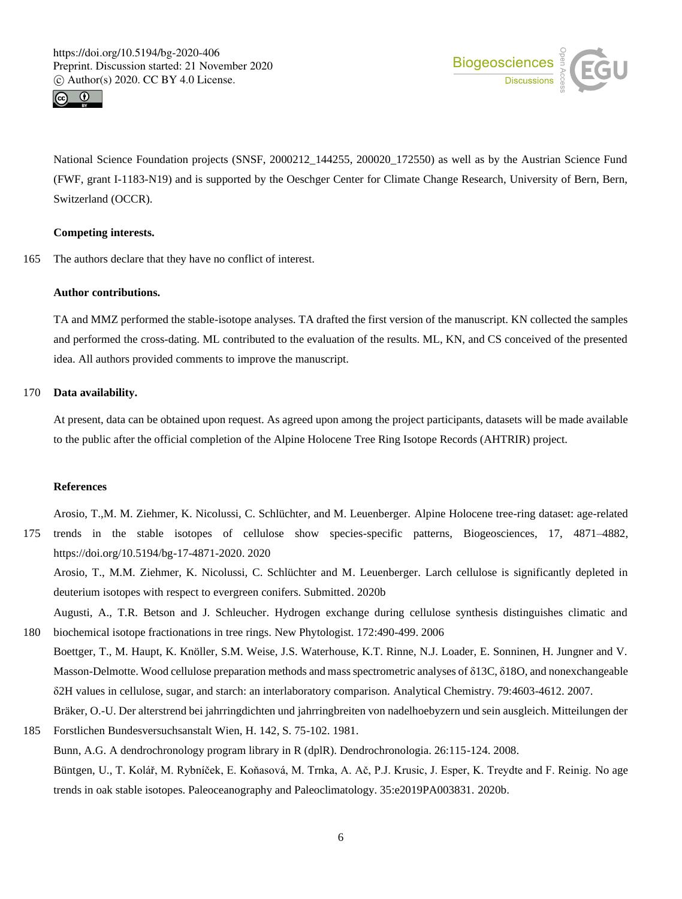National Science Foundation projects (SNSF, 2000212_144255, 200020_172550) as well as by the Austrian Science Fund (FWF, grant I-1183-N19) and is supported by the Oeschger Center for Climate Change Research, University of Bern, Bern, Switzerland (OCCR).

**Competing interests.**

The authors declare that they have no conflict of interest.

**Author contributions.**

TA and MMZ performed the stable-isotope analyses. TA drafted the first version of the manuscript. KN collected the samples and performed the cross-dating. ML contributed to the evaluation of the results. ML, KN, and CS conceived of the presented idea. All authors provided comments to improve the manuscript.

**Data availability.**

At present, data can be obtained upon request. As agreed upon among the project participants, datasets will be made available to the public after the official completion of the Alpine Holocene Tree Ring Isotope Records (AHTRIR) project.

**References**

Arosio, T.,M. M. Ziehmer, K. Nicolussi, C. Schlüchter, and M. Leuenberger. Alpine Holocene tree-ring dataset: age-related trends in the stable isotopes of cellulose show species-specific patterns, Biogeosciences, 17, 4871–4882, https://doi.org/10.5194/bg-17-4871-2020. 2020

Arosio, T., M.M. Ziehmer, K. Nicolussi, C. Schlüchter and M. Leuenberger. Larch cellulose is significantly depleted in deuterium isotopes with respect to evergreen conifers. Submitted. 2020b

Augusti, A., T.R. Betson and J. Schleucher. Hydrogen exchange during cellulose synthesis distinguishes climatic and biochemical isotope fractionations in tree rings. New Phytologist. 172:490-499. 2006

Boettger, T., M. Haupt, K. Knöller, S.M. Weise, J.S. Waterhouse, K.T. Rinne, N.J. Loader, E. Sonninen, H. Jungner and V. Masson-Delmotte. Wood cellulose preparation methods and mass spectrometric analyses of δ13C, δ18O, and nonexchangeable δ2H values in cellulose, sugar, and starch: an interlaboratory comparison. Analytical Chemistry. 79:4603-4612. 2007.

Bräker, O.-U. Der alterstrend bei jahrringdichten und jahrringbreiten von nadelhoebyzern und sein ausgleich. Mitteilungen der Forstlichen Bundesversuchsanstalt Wien, H. 142, S. 75-102. 1981.

Bunn, A.G. A dendrochronology program library in R (dplR). Dendrochronologia. 26:115-124. 2008.

Büntgen, U., T. Kolář, M. Rybníček, E. Koňasová, M. Trnka, A. Ač, P.J. Krusic, J. Esper, K. Treydte and F. Reinig. No age trends in oak stable isotopes. Paleoceanography and Paleoclimatology. 35:e2019PA003831. 2020b.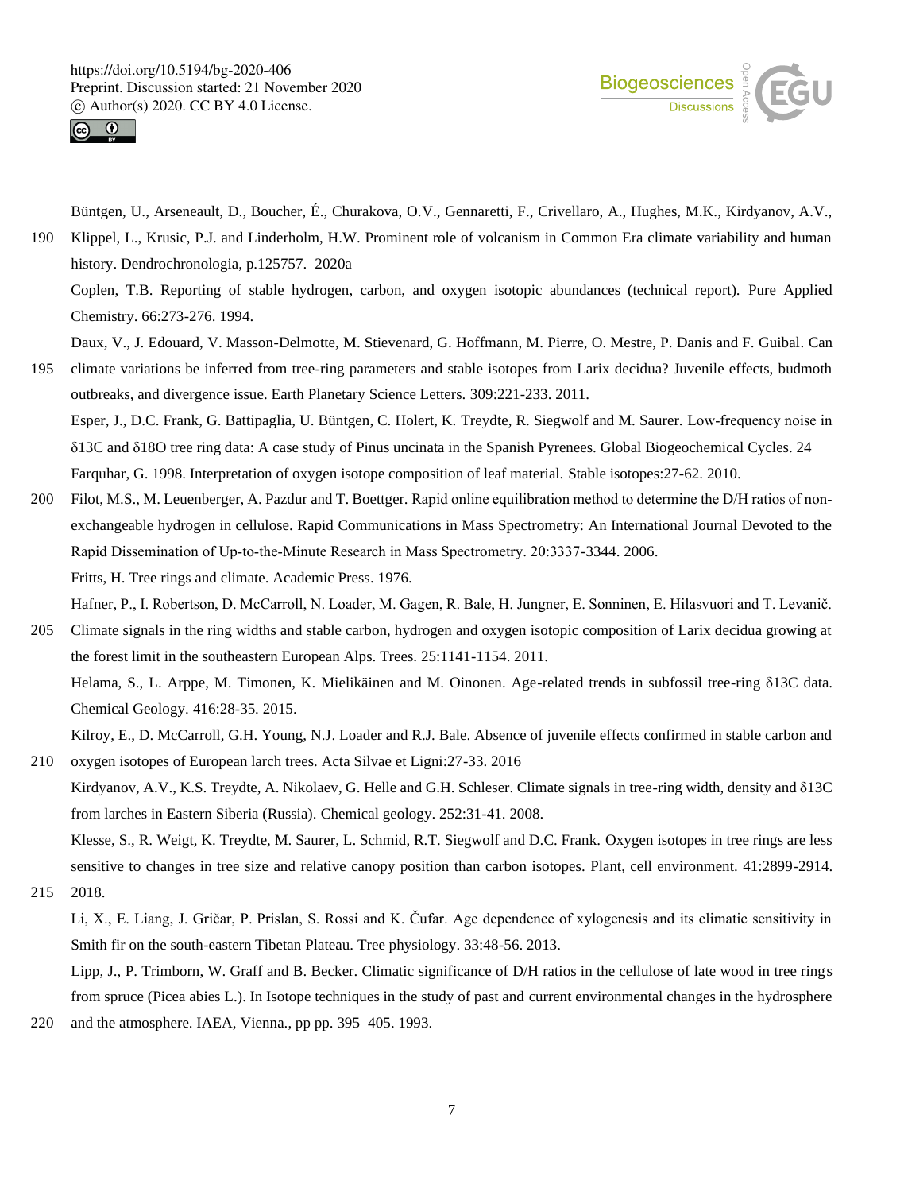Büntgen, U., Arseneault, D., Boucher, É., Churakova, O.V., Gennaretti, F., Crivellaro, A., Hughes, M.K., Kirdyanov, A.V., Klippel, L., Krusic, P.J. and Linderholm, H.W. Prominent role of volcanism in Common Era climate variability and human history. Dendrochronologia, p.125757. 2020a

Coplen, T.B. Reporting of stable hydrogen, carbon, and oxygen isotopic abundances (technical report). Pure Applied Chemistry. 66:273-276. 1994.

Daux, V., J. Edouard, V. Masson-Delmotte, M. Stievenard, G. Hoffmann, M. Pierre, O. Mestre, P. Danis and F. Guibal. Can climate variations be inferred from tree-ring parameters and stable isotopes from Larix decidua? Juvenile effects, budmoth outbreaks, and divergence issue. Earth Planetary Science Letters. 309:221-233. 2011.

Esper, J., D.C. Frank, G. Battipaglia, U. Büntgen, C. Holert, K. Treydte, R. Siegwolf and M. Saurer. Low-frequency noise in δ13C and δ18O tree ring data: A case study of Pinus uncinata in the Spanish Pyrenees. Global Biogeochemical Cycles. 24

Farquhar, G. 1998. Interpretation of oxygen isotope composition of leaf material. Stable isotopes:27-62. 2010.

Filot, M.S., M. Leuenberger, A. Pazdur and T. Boettger. Rapid online equilibration method to determine the D/H ratios of non-exchangeable hydrogen in cellulose. Rapid Communications in Mass Spectrometry: An International Journal Devoted to the Rapid Dissemination of Up-to-the-Minute Research in Mass Spectrometry. 20:3337-3344. 2006.

Fritts, H. Tree rings and climate. Academic Press. 1976.

Hafner, P., I. Robertson, D. McCarroll, N. Loader, M. Gagen, R. Bale, H. Jungner, E. Sonninen, E. Hilasvuori and T. Levanič. Climate signals in the ring widths and stable carbon, hydrogen and oxygen isotopic composition of Larix decidua growing at the forest limit in the southeastern European Alps. Trees. 25:1141-1154. 2011.

Helama, S., L. Arppe, M. Timonen, K. Mielikäinen and M. Oinonen. Age-related trends in subfossil tree-ring δ13C data. Chemical Geology. 416:28-35. 2015.

Kilroy, E., D. McCarroll, G.H. Young, N.J. Loader and R.J. Bale. Absence of juvenile effects confirmed in stable carbon and oxygen isotopes of European larch trees. Acta Silvae et Ligni:27-33. 2016

Kirdyanov, A.V., K.S. Treydte, A. Nikolaev, G. Helle and G.H. Schleser. Climate signals in tree-ring width, density and δ13C from larches in Eastern Siberia (Russia). Chemical geology. 252:31-41. 2008.

Klesse, S., R. Weigt, K. Treydte, M. Saurer, L. Schmid, R.T. Siegwolf and D.C. Frank. Oxygen isotopes in tree rings are less sensitive to changes in tree size and relative canopy position than carbon isotopes. Plant, cell environment. 41:2899-2914. 2018.

Li, X., E. Liang, J. Gričar, P. Prislan, S. Rossi and K. Čufar. Age dependence of xylogenesis and its climatic sensitivity in Smith fir on the south-eastern Tibetan Plateau. Tree physiology. 33:48-56. 2013.

Lipp, J., P. Trimborn, W. Graff and B. Becker. Climatic significance of D/H ratios in the cellulose of late wood in tree rings from spruce (Picea abies L.). In Isotope techniques in the study of past and current environmental changes in the hydrosphere and the atmosphere. IAEA, Vienna., pp pp. 395–405. 1993.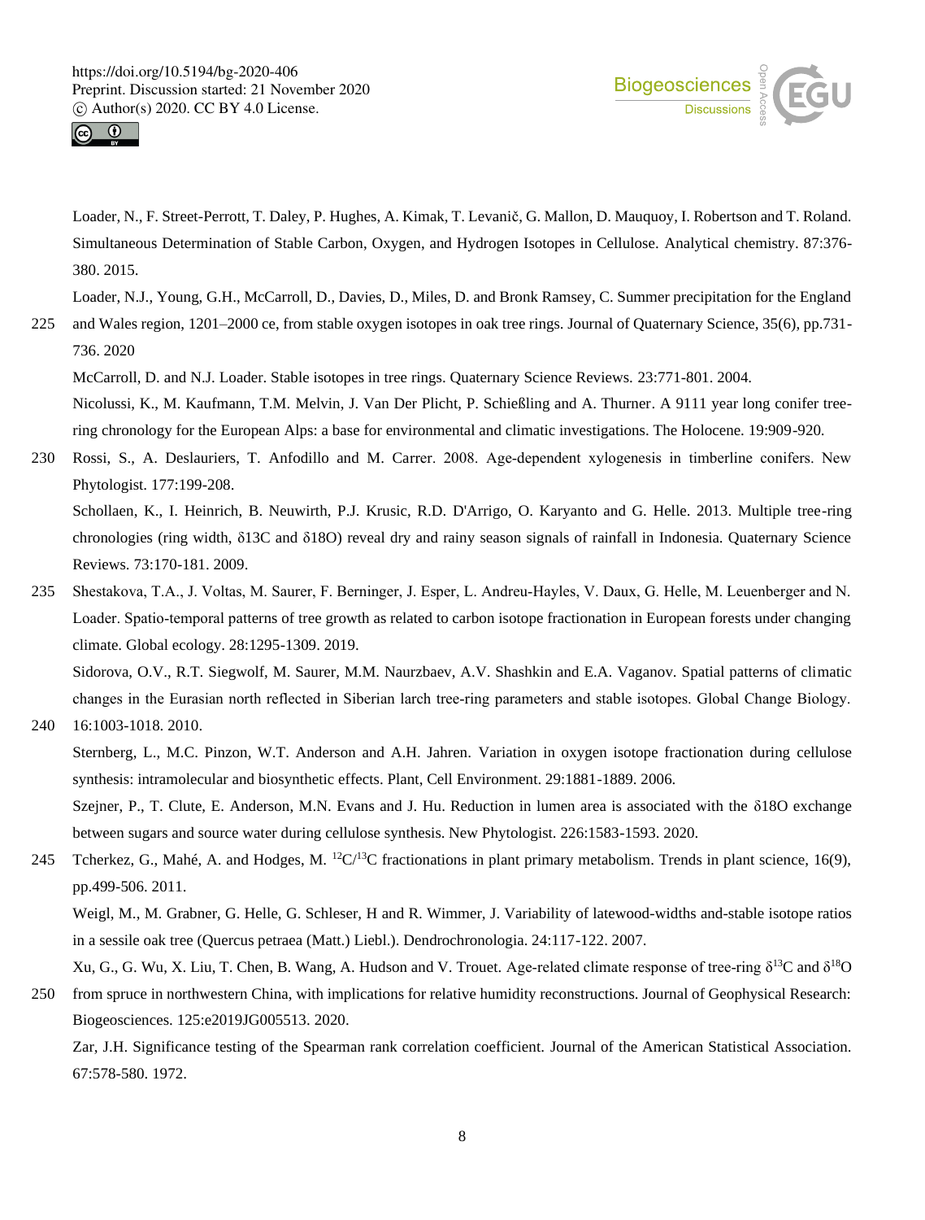Loader, N., F. Street-Perrott, T. Daley, P. Hughes, A. Kimak, T. Levanič, G. Mallon, D. Mauquoy, I. Robertson and T. Roland. Simultaneous Determination of Stable Carbon, Oxygen, and Hydrogen Isotopes in Cellulose. Analytical chemistry. 87:376-380. 2015.

Loader, N.J., Young, G.H., McCarroll, D., Davies, D., Miles, D. and Bronk Ramsey, C. Summer precipitation for the England and Wales region, 1201–2000 ce, from stable oxygen isotopes in oak tree rings. Journal of Quaternary Science, 35(6), pp.731-736. 2020

McCarroll, D. and N.J. Loader. Stable isotopes in tree rings. Quaternary Science Reviews. 23:771-801. 2004.

Nicolussi, K., M. Kaufmann, T.M. Melvin, J. Van Der Plicht, P. Schießling and A. Thurner. A 9111 year long conifer tree-ring chronology for the European Alps: a base for environmental and climatic investigations. The Holocene. 19:909-920.

Rossi, S., A. Deslauriers, T. Anfodillo and M. Carrer. 2008. Age-dependent xylogenesis in timberline conifers. New Phytologist. 177:199-208.

Schollaen, K., I. Heinrich, B. Neuwirth, P.J. Krusic, R.D. D'Arrigo, O. Karyanto and G. Helle. 2013. Multiple tree-ring chronologies (ring width, δ13C and δ18O) reveal dry and rainy season signals of rainfall in Indonesia. Quaternary Science Reviews. 73:170-181. 2009.

Shestakova, T.A., J. Voltas, M. Saurer, F. Berninger, J. Esper, L. Andreu-Hayles, V. Daux, G. Helle, M. Leuenberger and N. Loader. Spatio-temporal patterns of tree growth as related to carbon isotope fractionation in European forests under changing climate. Global ecology. 28:1295-1309. 2019.

Sidorova, O.V., R.T. Siegwolf, M. Saurer, M.M. Naurzbaev, A.V. Shashkin and E.A. Vaganov. Spatial patterns of climatic changes in the Eurasian north reflected in Siberian larch tree-ring parameters and stable isotopes. Global Change Biology. 16:1003-1018. 2010.

Sternberg, L., M.C. Pinzon, W.T. Anderson and A.H. Jahren. Variation in oxygen isotope fractionation during cellulose synthesis: intramolecular and biosynthetic effects. Plant, Cell Environment. 29:1881-1889. 2006.

Szejner, P., T. Clute, E. Anderson, M.N. Evans and J. Hu. Reduction in lumen area is associated with the δ18O exchange between sugars and source water during cellulose synthesis. New Phytologist. 226:1583-1593. 2020.

Tcherkez, G., Mahé, A. and Hodges, M. $^{12}C/^{13}C$ fractionations in plant primary metabolism. Trends in plant science, 16(9), pp.499-506. 2011.

Weigl, M., M. Grabner, G. Helle, G. Schleser, H and R. Wimmer, J. Variability of latewood-widths and-stable isotope ratios in a sessile oak tree (Quercus petraea (Matt.) Liebl.). Dendrochronologia. 24:117-122. 2007.

Xu, G., G. Wu, X. Liu, T. Chen, B. Wang, A. Hudson and V. Trouet. Age-related climate response of tree-ring $\delta^{13}C$ and $\delta^{18}O$ from spruce in northwestern China, with implications for relative humidity reconstructions. Journal of Geophysical Research: Biogeosciences. 125:e2019JG005513. 2020.

Zar, J.H. Significance testing of the Spearman rank correlation coefficient. Journal of the American Statistical Association. 67:578-580. 1972.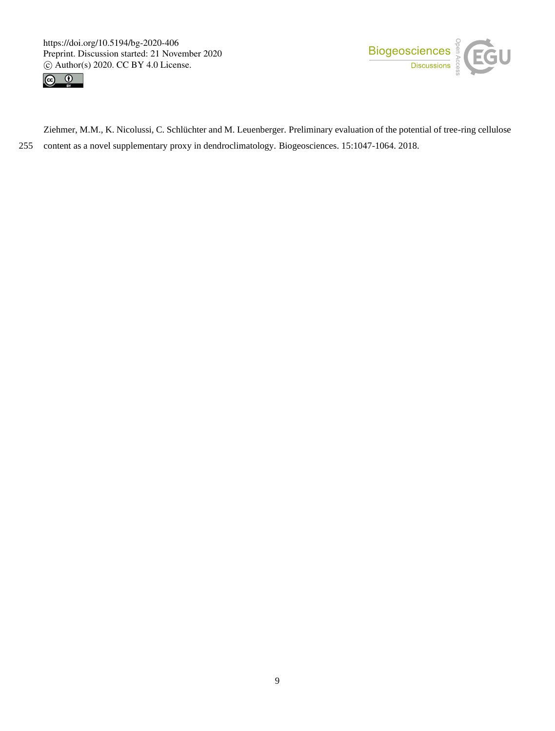Ziehmer, M.M., K. Nicolussi, C. Schlüchter and M. Leuenberger. Preliminary evaluation of the potential of tree-ring cellulose content as a novel supplementary proxy in dendroclimatology. Biogeosciences. 15:1047-1064. 2018.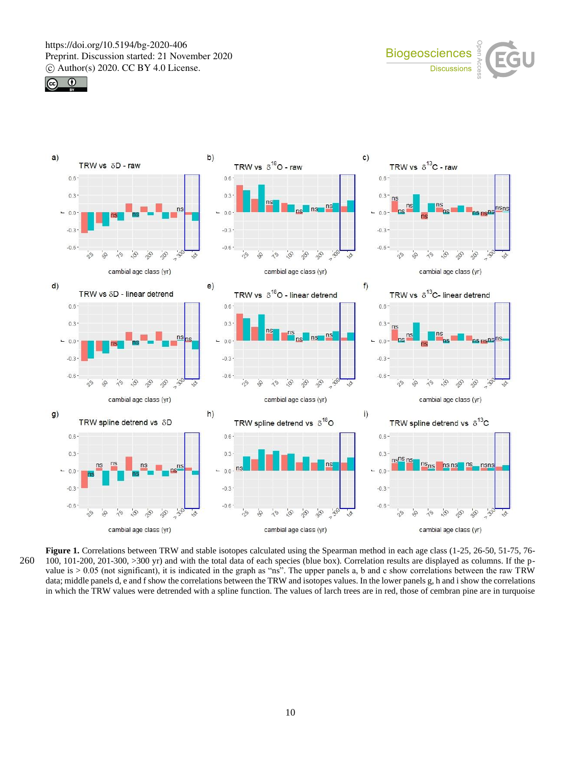**Figure 1.** Correlations between TRW and stable isotopes calculated using the Spearman method in each age class (1-25, 26-50, 51-75, 76-100, 101-200, 201-300, >300 yr) and with the total data of each species (blue box). Correlation results are displayed as columns. If the p-value is > 0.05 (not significant), it is indicated in the graph as "ns". The upper panels a, b and c show correlations between the raw TRW data; middle panels d, e and f show the correlations between the TRW and isotopes values. In the lower panels g, h and i show the correlations in which the TRW values were detrended with a spline function. The values of larch trees are in red, those of cembran pine are in turquoise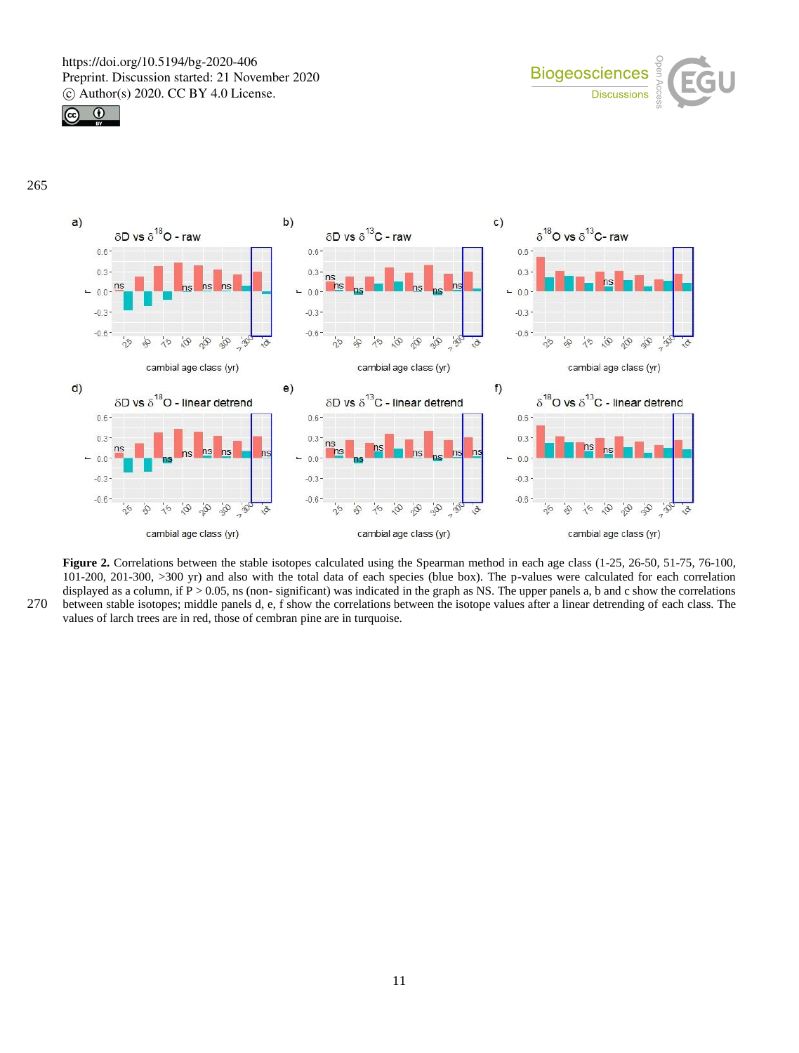**Figure 2.** Correlations between the stable isotopes calculated using the Spearman method in each age class (1-25, 26-50, 51-75, 76-100, 101-200, 201-300, >300 yr) and also with the total data of each species (blue box). The p-values were calculated for each correlation displayed as a column, if P > 0.05, ns (non- significant) was indicated in the graph as NS. The upper panels a, b and c show the correlations between stable isotopes; middle panels d, e, f show the correlations between the isotope values after a linear detrending of each class. The values of larch trees are in red, those of cembran pine are in turquoise.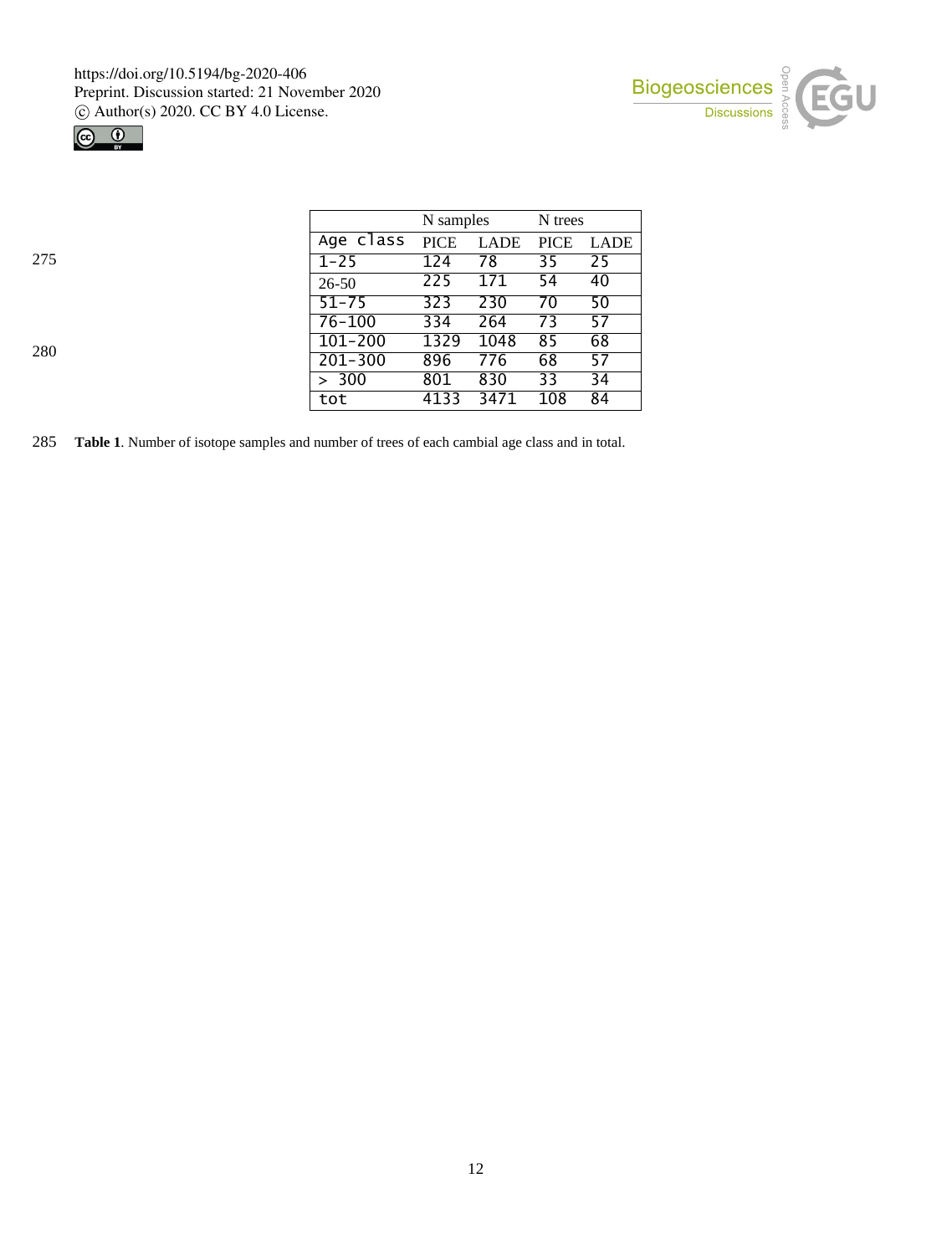| | N samples | | N trees | |
|---|---|---|---|---|
| Age class | PICE | LADE | PICE | LADE |
| 1-25 | 124 | 78 | 35 | 25 |
| 26-50 | 225 | 171 | 54 | 40 |
| 51-75 | 323 | 230 | 70 | 50 |
| 76-100 | 334 | 264 | 73 | 57 |
| 101-200 | 1329 | 1048 | 85 | 68 |
| 201-300 | 896 | 776 | 68 | 57 |
| > 300 | 801 | 830 | 33 | 34 |
| tot | 4133 | 3471 | 108 | 84 |

**Table 1**. Number of isotope samples and number of trees of each cambial age class and in total.